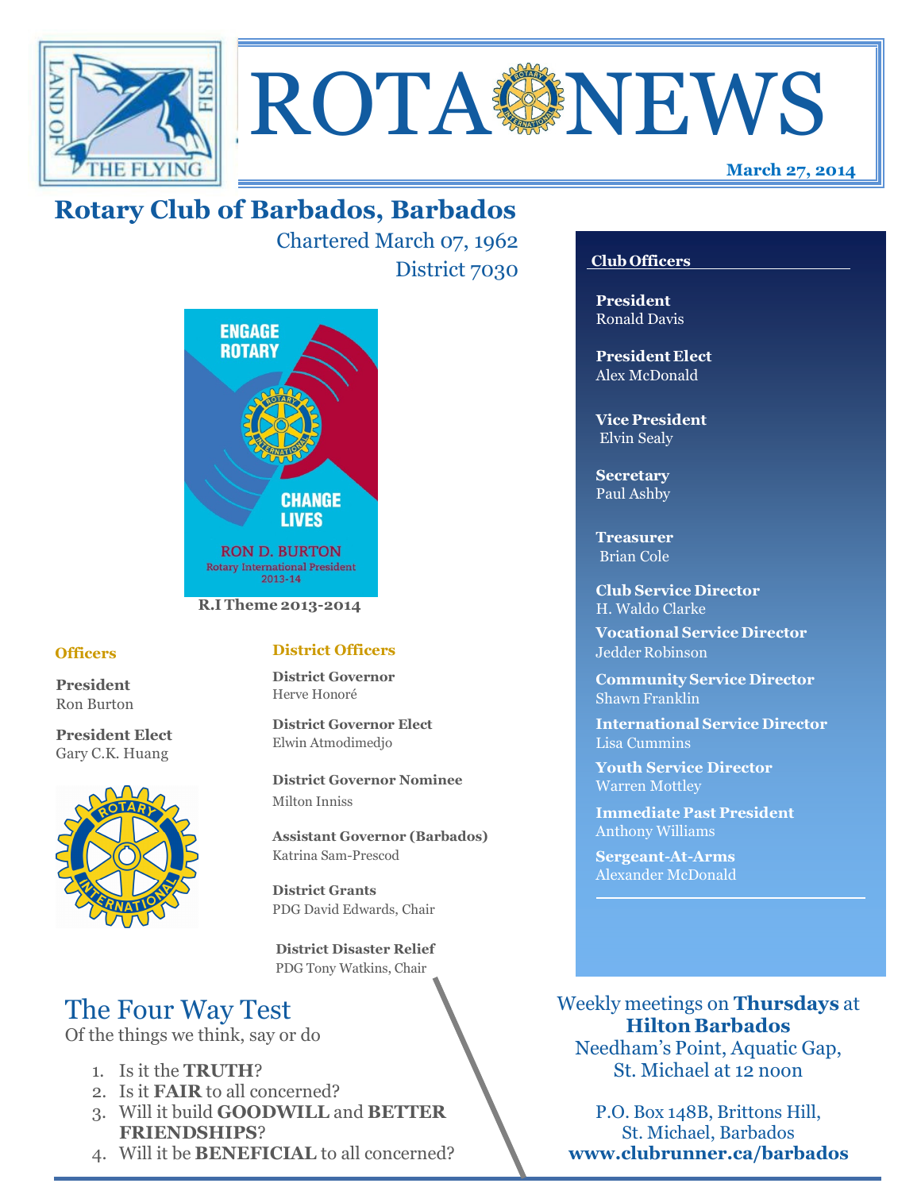# ROTA NEWS

**March 27, 2014**

## Rotary Club of Barbados, Barbados

Chartered March 07, 1962

District 7030

ENGAGE ROTARY CHANGE LIVES

RON D. BURTON
Rotary International President
2013-14

**R.I Theme 2013-2014**

### Officers

**President**
Ron Burton

**President Elect**
Gary C.K. Huang

### District Officers

**District Governor**
Herve Honoré

**District Governor Elect**
Elwin Atmodimedjo

**District Governor Nominee**
Milton Inniss

**Assistant Governor (Barbados)**
Katrina Sam-Prescod

**District Grants**
PDG David Edwards, Chair

**District Disaster Relief**
PDG Tony Watkins, Chair

### Club Officers

**President**
Ronald Davis

**President Elect**
Alex McDonald

**Vice President**
Elvin Sealy

**Secretary**
Paul Ashby

**Treasurer**
Brian Cole

**Club Service Director**
H. Waldo Clarke

**Vocational Service Director**
Jedder Robinson

**Community Service Director**
Shawn Franklin

**International Service Director**
Lisa Cummins

**Youth Service Director**
Warren Mottley

**Immediate Past President**
Anthony Williams

**Sergeant-At-Arms**
Alexander McDonald

## The Four Way Test

Of the things we think, say or do

1. Is it the **TRUTH**?
2. Is it **FAIR** to all concerned?
3. Will it build **GOODWILL** and **BETTER FRIENDSHIPS**?
4. Will it be **BENEFICIAL** to all concerned?

Weekly meetings on **Thursdays** at
**Hilton Barbados**
Needham's Point, Aquatic Gap,
St. Michael at 12 noon

P.O. Box 148B, Brittons Hill,
St. Michael, Barbados
**www.clubrunner.ca/barbados**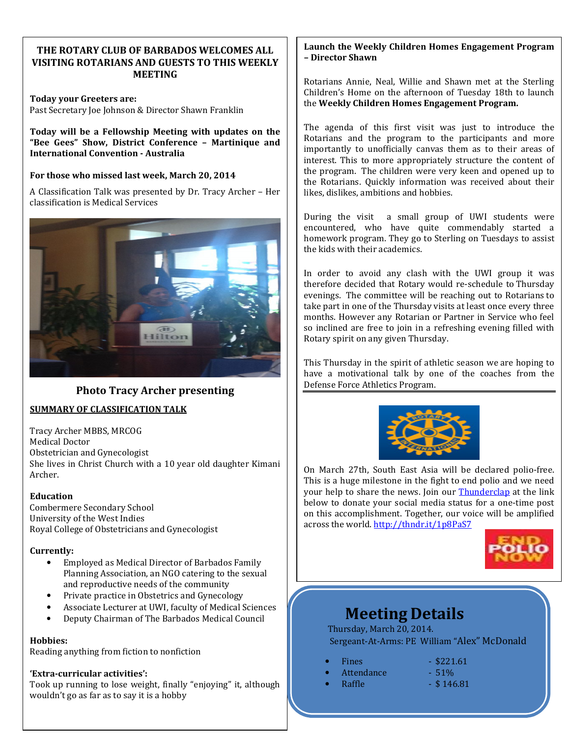## THE ROTARY CLUB OF BARBADOS WELCOMES ALL VISITING ROTARIANS AND GUESTS TO THIS WEEKLY MEETING

**Today your Greeters are:**
Past Secretary Joe Johnson & Director Shawn Franklin

**Today will be a Fellowship Meeting with updates on the "Bee Gees" Show, District Conference – Martinique and International Convention - Australia**

**For those who missed last week, March 20, 2014**

A Classification Talk was presented by Dr. Tracy Archer – Her classification is Medical Services

**Photo Tracy Archer presenting**

**SUMMARY OF CLASSIFICATION TALK**

Tracy Archer MBBS, MRCOG
Medical Doctor
Obstetrician and Gynecologist
She lives in Christ Church with a 10 year old daughter Kimani Archer.

**Education**
Combermere Secondary School
University of the West Indies
Royal College of Obstetricians and Gynecologist

**Currently:**

- Employed as Medical Director of Barbados Family Planning Association, an NGO catering to the sexual and reproductive needs of the community
- Private practice in Obstetrics and Gynecology
- Associate Lecturer at UWI, faculty of Medical Sciences
- Deputy Chairman of The Barbados Medical Council

**Hobbies:**
Reading anything from fiction to nonfiction

**'Extra-curricular activities':**
Took up running to lose weight, finally "enjoying" it, although wouldn't go as far as to say it is a hobby

**Launch the Weekly Children Homes Engagement Program – Director Shawn**

Rotarians Annie, Neal, Willie and Shawn met at the Sterling Children's Home on the afternoon of Tuesday 18th to launch the **Weekly Children Homes Engagement Program.**

The agenda of this first visit was just to introduce the Rotarians and the program to the participants and more importantly to unofficially canvas them as to their areas of interest. This to more appropriately structure the content of the program. The children were very keen and opened up to the Rotarians. Quickly information was received about their likes, dislikes, ambitions and hobbies.

During the visit a small group of UWI students were encountered, who have quite commendably started a homework program. They go to Sterling on Tuesdays to assist the kids with their academics.

In order to avoid any clash with the UWI group it was therefore decided that Rotary would re-schedule to Thursday evenings. The committee will be reaching out to Rotarians to take part in one of the Thursday visits at least once every three months. However any Rotarian or Partner in Service who feel so inclined are free to join in a refreshing evening filled with Rotary spirit on any given Thursday.

This Thursday in the spirit of athletic season we are hoping to have a motivational talk by one of the coaches from the Defense Force Athletics Program.

On March 27th, South East Asia will be declared polio-free. This is a huge milestone in the fight to end polio and we need your help to share the news. Join our Thunderclap at the link below to donate your social media status for a one-time post on this accomplishment. Together, our voice will be amplified across the world. http://thndr.it/1p8PaS7

## Meeting Details

Thursday, March 20, 2014.
Sergeant-At-Arms: PE William "Alex" McDonald

- Fines - $221.61
- Attendance - 51%
- Raffle - $ 146.81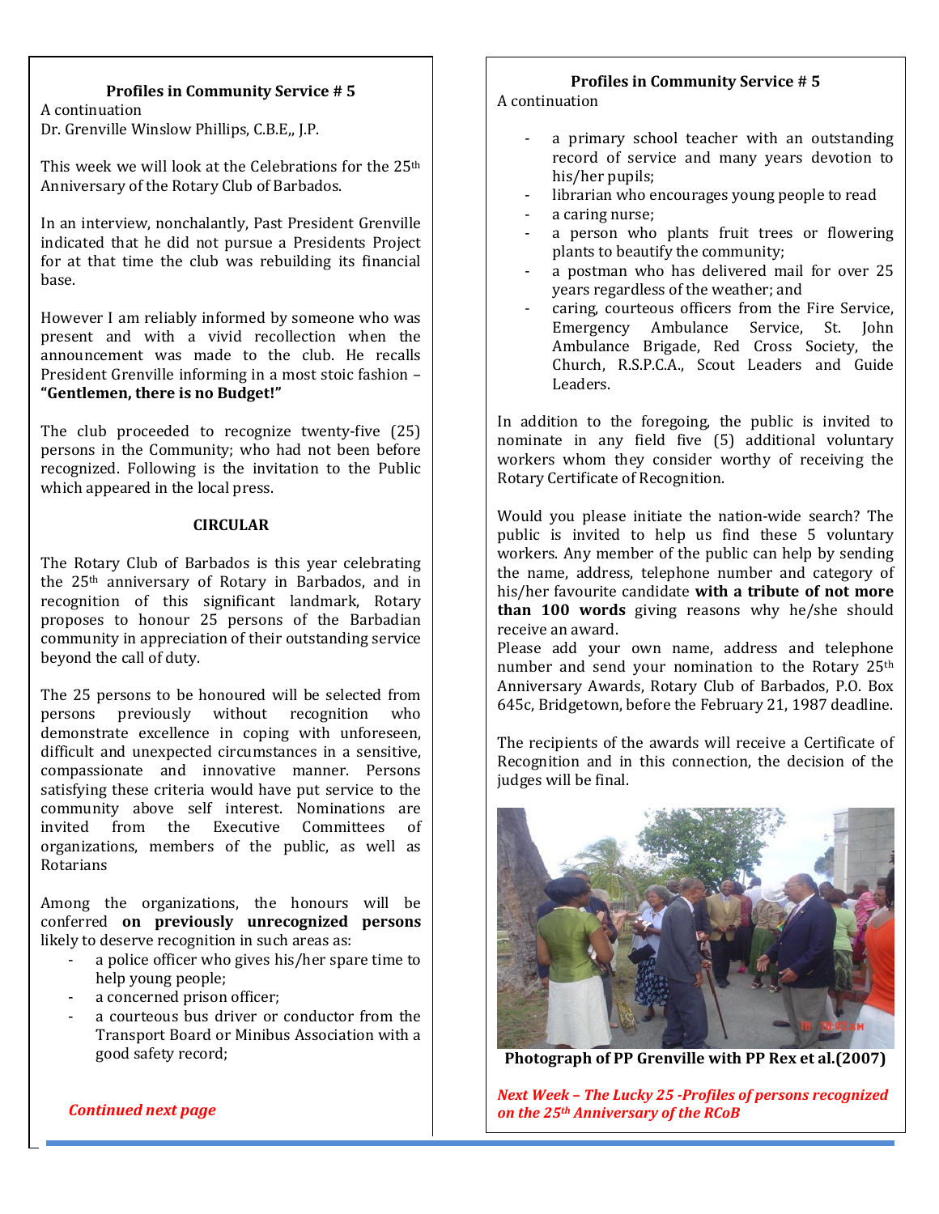**Profiles in Community Service # 5**

A continuation

Dr. Grenville Winslow Phillips, C.B.E,, J.P.

This week we will look at the Celebrations for the 25th Anniversary of the Rotary Club of Barbados.

In an interview, nonchalantly, Past President Grenville indicated that he did not pursue a Presidents Project for at that time the club was rebuilding its financial base.

However I am reliably informed by someone who was present and with a vivid recollection when the announcement was made to the club. He recalls President Grenville informing in a most stoic fashion – **"Gentlemen, there is no Budget!"**

The club proceeded to recognize twenty-five (25) persons in the Community; who had not been before recognized. Following is the invitation to the Public which appeared in the local press.

**CIRCULAR**

The Rotary Club of Barbados is this year celebrating the 25th anniversary of Rotary in Barbados, and in recognition of this significant landmark, Rotary proposes to honour 25 persons of the Barbadian community in appreciation of their outstanding service beyond the call of duty.

The 25 persons to be honoured will be selected from persons previously without recognition who demonstrate excellence in coping with unforeseen, difficult and unexpected circumstances in a sensitive, compassionate and innovative manner. Persons satisfying these criteria would have put service to the community above self interest. Nominations are invited from the Executive Committees of organizations, members of the public, as well as Rotarians

Among the organizations, the honours will be conferred **on previously unrecognized persons** likely to deserve recognition in such areas as:

- a police officer who gives his/her spare time to help young people;
- a concerned prison officer;
- a courteous bus driver or conductor from the Transport Board or Minibus Association with a good safety record;

*Continued next page*

**Profiles in Community Service # 5**

A continuation

- a primary school teacher with an outstanding record of service and many years devotion to his/her pupils;
- librarian who encourages young people to read
- a caring nurse;
- a person who plants fruit trees or flowering plants to beautify the community;
- a postman who has delivered mail for over 25 years regardless of the weather; and
- caring, courteous officers from the Fire Service, Emergency Ambulance Service, St. John Ambulance Brigade, Red Cross Society, the Church, R.S.P.C.A., Scout Leaders and Guide Leaders.

In addition to the foregoing, the public is invited to nominate in any field five (5) additional voluntary workers whom they consider worthy of receiving the Rotary Certificate of Recognition.

Would you please initiate the nation-wide search? The public is invited to help us find these 5 voluntary workers. Any member of the public can help by sending the name, address, telephone number and category of his/her favourite candidate **with a tribute of not more than 100 words** giving reasons why he/she should receive an award.

Please add your own name, address and telephone number and send your nomination to the Rotary 25th Anniversary Awards, Rotary Club of Barbados, P.O. Box 645c, Bridgetown, before the February 21, 1987 deadline.

The recipients of the awards will receive a Certificate of Recognition and in this connection, the decision of the judges will be final.

**Photograph of PP Grenville with PP Rex et al.(2007)**

***Next Week – The Lucky 25 -Profiles of persons recognized on the 25th Anniversary of the RCoB***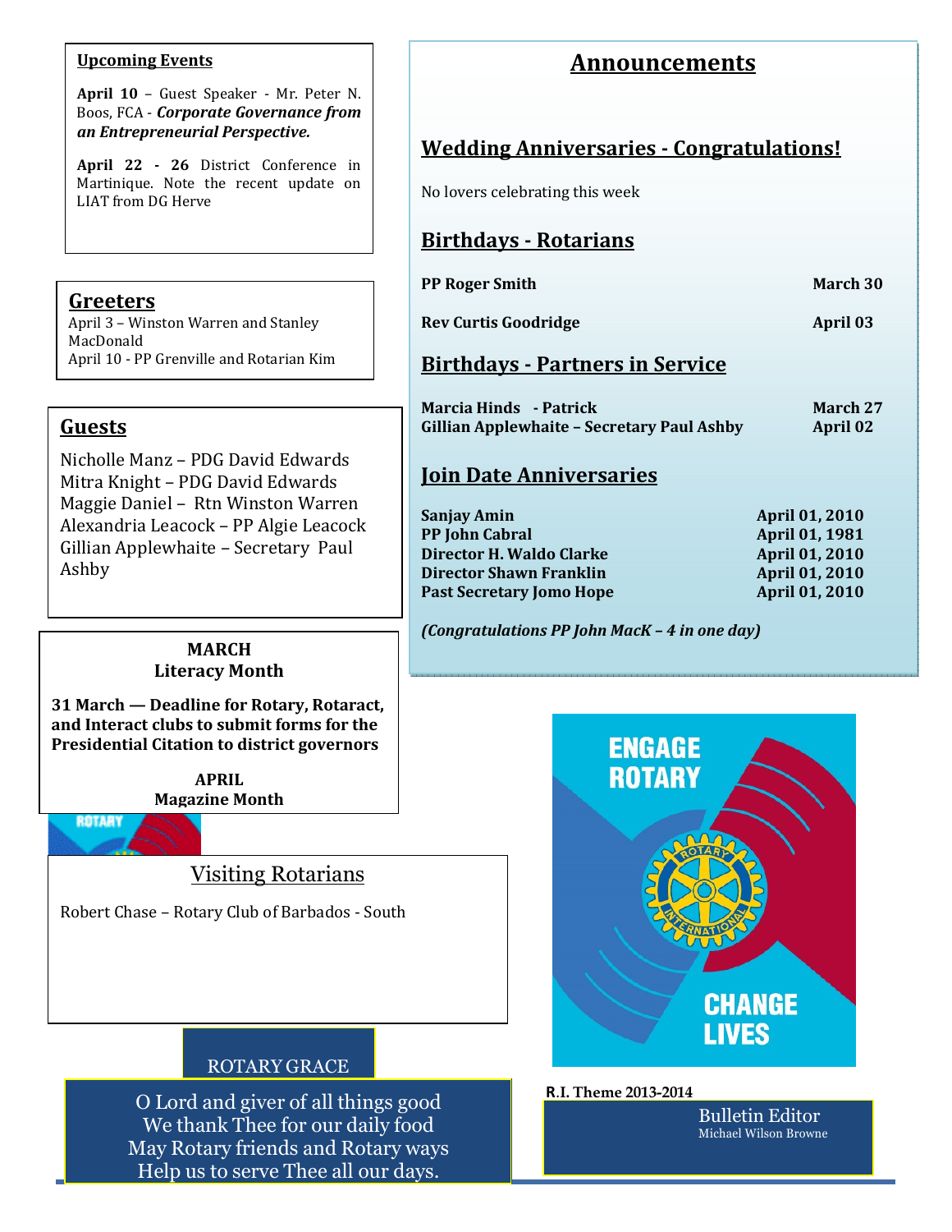**Upcoming Events**

**April 10** – Guest Speaker - Mr. Peter N. Boos, FCA - ***Corporate Governance from an Entrepreneurial Perspective.***

**April 22 - 26** District Conference in Martinique. Note the recent update on LIAT from DG Herve

## Greeters

April 3 – Winston Warren and Stanley MacDonald
April 10 - PP Grenville and Rotarian Kim

## Guests

Nicholle Manz – PDG David Edwards
Mitra Knight – PDG David Edwards
Maggie Daniel – Rtn Winston Warren
Alexandria Leacock – PP Algie Leacock
Gillian Applewhaite – Secretary Paul Ashby

**MARCH**
**Literacy Month**

**31 March — Deadline for Rotary, Rotaract, and Interact clubs to submit forms for the Presidential Citation to district governors**

**APRIL**
**Magazine Month**

## Visiting Rotarians

Robert Chase – Rotary Club of Barbados - South

ROTARY GRACE

O Lord and giver of all things good
We thank Thee for our daily food
May Rotary friends and Rotary ways
Help us to serve Thee all our days.

# Announcements

## Wedding Anniversaries - Congratulations!

No lovers celebrating this week

## Birthdays - Rotarians

| | |
|---|---|
| **PP Roger Smith** | **March 30** |
| **Rev Curtis Goodridge** | **April 03** |

## Birthdays - Partners in Service

| | |
|---|---|
| **Marcia Hinds - Patrick** | **March 27** |
| **Gillian Applewhaite – Secretary Paul Ashby** | **April 02** |

## Join Date Anniversaries

| | |
|---|---|
| **Sanjay Amin** | **April 01, 2010** |
| **PP John Cabral** | **April 01, 1981** |
| **Director H. Waldo Clarke** | **April 01, 2010** |
| **Director Shawn Franklin** | **April 01, 2010** |
| **Past Secretary Jomo Hope** | **April 01, 2010** |

***(Congratulations PP John MacK – 4 in one day)***

ENGAGE ROTARY
CHANGE LIVES

**R.I. Theme 2013-2014**

Bulletin Editor
Michael Wilson Browne